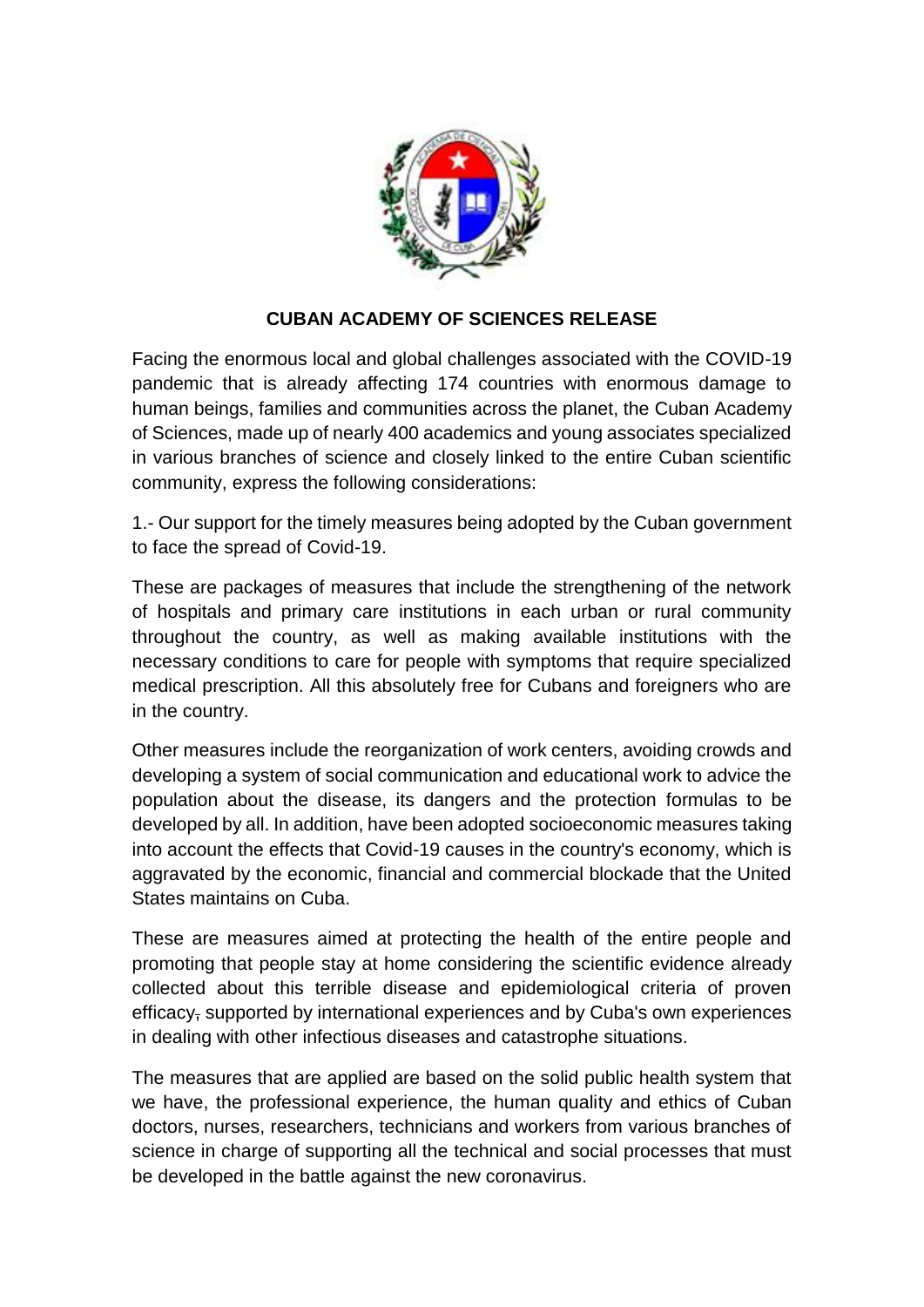# CUBAN ACADEMY OF SCIENCES RELEASE

Facing the enormous local and global challenges associated with the COVID-19 pandemic that is already affecting 174 countries with enormous damage to human beings, families and communities across the planet, the Cuban Academy of Sciences, made up of nearly 400 academics and young associates specialized in various branches of science and closely linked to the entire Cuban scientific community, express the following considerations:

1.- Our support for the timely measures being adopted by the Cuban government to face the spread of Covid-19.

These are packages of measures that include the strengthening of the network of hospitals and primary care institutions in each urban or rural community throughout the country, as well as making available institutions with the necessary conditions to care for people with symptoms that require specialized medical prescription. All this absolutely free for Cubans and foreigners who are in the country.

Other measures include the reorganization of work centers, avoiding crowds and developing a system of social communication and educational work to advice the population about the disease, its dangers and the protection formulas to be developed by all. In addition, have been adopted socioeconomic measures taking into account the effects that Covid-19 causes in the country's economy, which is aggravated by the economic, financial and commercial blockade that the United States maintains on Cuba.

These are measures aimed at protecting the health of the entire people and promoting that people stay at home considering the scientific evidence already collected about this terrible disease and epidemiological criteria of proven efficacy, supported by international experiences and by Cuba's own experiences in dealing with other infectious diseases and catastrophe situations.

The measures that are applied are based on the solid public health system that we have, the professional experience, the human quality and ethics of Cuban doctors, nurses, researchers, technicians and workers from various branches of science in charge of supporting all the technical and social processes that must be developed in the battle against the new coronavirus.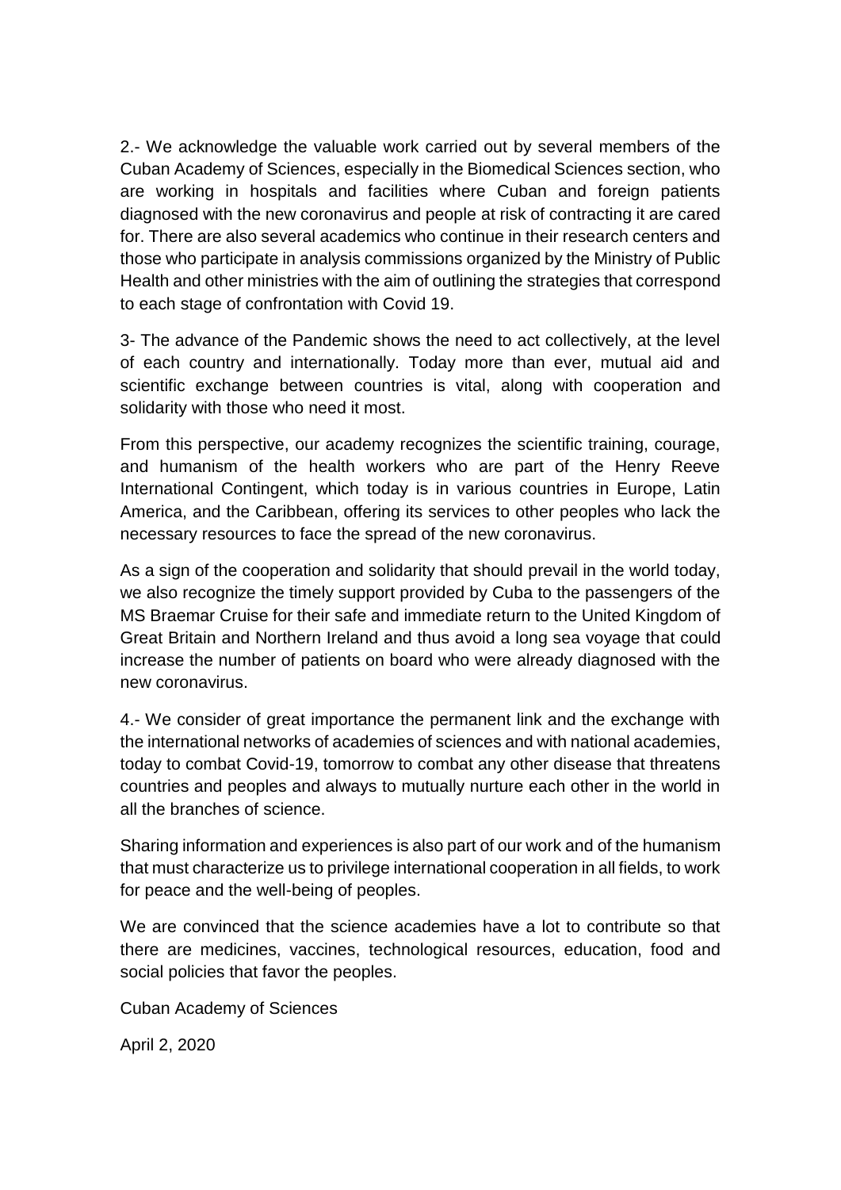2.- We acknowledge the valuable work carried out by several members of the Cuban Academy of Sciences, especially in the Biomedical Sciences section, who are working in hospitals and facilities where Cuban and foreign patients diagnosed with the new coronavirus and people at risk of contracting it are cared for. There are also several academics who continue in their research centers and those who participate in analysis commissions organized by the Ministry of Public Health and other ministries with the aim of outlining the strategies that correspond to each stage of confrontation with Covid 19.

3- The advance of the Pandemic shows the need to act collectively, at the level of each country and internationally. Today more than ever, mutual aid and scientific exchange between countries is vital, along with cooperation and solidarity with those who need it most.

From this perspective, our academy recognizes the scientific training, courage, and humanism of the health workers who are part of the Henry Reeve International Contingent, which today is in various countries in Europe, Latin America, and the Caribbean, offering its services to other peoples who lack the necessary resources to face the spread of the new coronavirus.

As a sign of the cooperation and solidarity that should prevail in the world today, we also recognize the timely support provided by Cuba to the passengers of the MS Braemar Cruise for their safe and immediate return to the United Kingdom of Great Britain and Northern Ireland and thus avoid a long sea voyage that could increase the number of patients on board who were already diagnosed with the new coronavirus.

4.- We consider of great importance the permanent link and the exchange with the international networks of academies of sciences and with national academies, today to combat Covid-19, tomorrow to combat any other disease that threatens countries and peoples and always to mutually nurture each other in the world in all the branches of science.

Sharing information and experiences is also part of our work and of the humanism that must characterize us to privilege international cooperation in all fields, to work for peace and the well-being of peoples.

We are convinced that the science academies have a lot to contribute so that there are medicines, vaccines, technological resources, education, food and social policies that favor the peoples.

Cuban Academy of Sciences

April 2, 2020